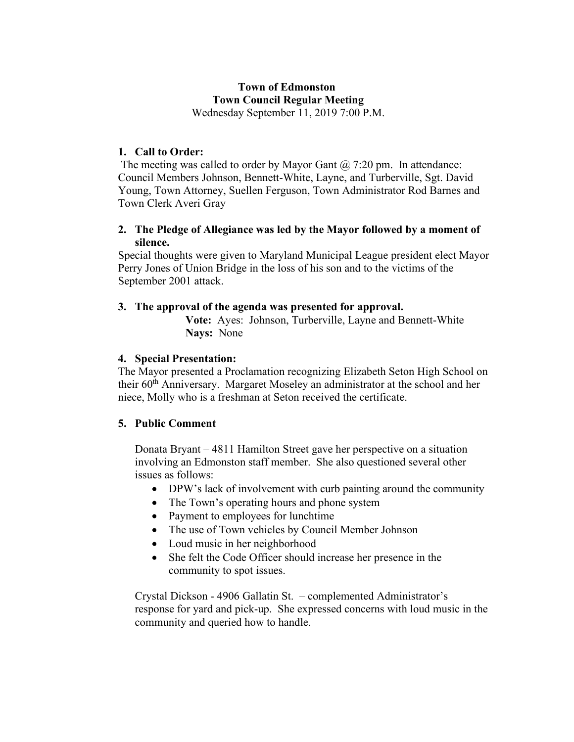**Town of Edmonston**
**Town Council Regular Meeting**
Wednesday September 11, 2019 7:00 P.M.

1. **Call to Order:**

The meeting was called to order by Mayor Gant @ 7:20 pm. In attendance: Council Members Johnson, Bennett-White, Layne, and Turberville, Sgt. David Young, Town Attorney, Suellen Ferguson, Town Administrator Rod Barnes and Town Clerk Averi Gray

2. **The Pledge of Allegiance was led by the Mayor followed by a moment of silence.**

Special thoughts were given to Maryland Municipal League president elect Mayor Perry Jones of Union Bridge in the loss of his son and to the victims of the September 2001 attack.

3. **The approval of the agenda was presented for approval.**

**Vote:** Ayes: Johnson, Turberville, Layne and Bennett-White
**Nays:** None

4. **Special Presentation:**

The Mayor presented a Proclamation recognizing Elizabeth Seton High School on their 60th Anniversary. Margaret Moseley an administrator at the school and her niece, Molly who is a freshman at Seton received the certificate.

5. **Public Comment**

Donata Bryant – 4811 Hamilton Street gave her perspective on a situation involving an Edmonston staff member. She also questioned several other issues as follows:

- DPW's lack of involvement with curb painting around the community
- The Town's operating hours and phone system
- Payment to employees for lunchtime
- The use of Town vehicles by Council Member Johnson
- Loud music in her neighborhood
- She felt the Code Officer should increase her presence in the community to spot issues.

Crystal Dickson - 4906 Gallatin St. – complemented Administrator's response for yard and pick-up. She expressed concerns with loud music in the community and queried how to handle.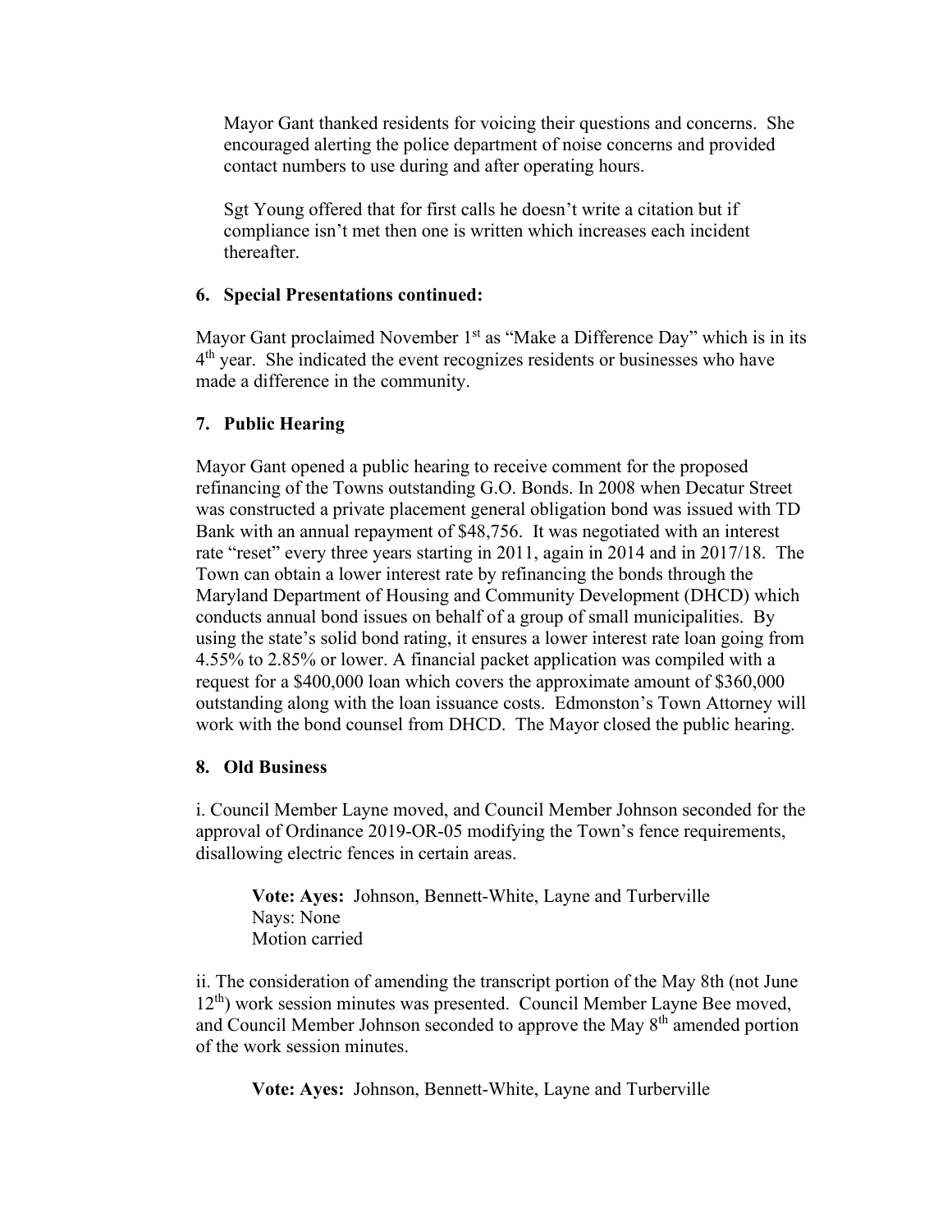Mayor Gant thanked residents for voicing their questions and concerns. She encouraged alerting the police department of noise concerns and provided contact numbers to use during and after operating hours.

Sgt Young offered that for first calls he doesn't write a citation but if compliance isn't met then one is written which increases each incident thereafter.

## 6. Special Presentations continued:

Mayor Gant proclaimed November 1st as "Make a Difference Day" which is in its 4th year. She indicated the event recognizes residents or businesses who have made a difference in the community.

## 7. Public Hearing

Mayor Gant opened a public hearing to receive comment for the proposed refinancing of the Towns outstanding G.O. Bonds. In 2008 when Decatur Street was constructed a private placement general obligation bond was issued with TD Bank with an annual repayment of $48,756. It was negotiated with an interest rate "reset" every three years starting in 2011, again in 2014 and in 2017/18. The Town can obtain a lower interest rate by refinancing the bonds through the Maryland Department of Housing and Community Development (DHCD) which conducts annual bond issues on behalf of a group of small municipalities. By using the state's solid bond rating, it ensures a lower interest rate loan going from 4.55% to 2.85% or lower. A financial packet application was compiled with a request for a $400,000 loan which covers the approximate amount of $360,000 outstanding along with the loan issuance costs. Edmonston's Town Attorney will work with the bond counsel from DHCD. The Mayor closed the public hearing.

## 8. Old Business

i. Council Member Layne moved, and Council Member Johnson seconded for the approval of Ordinance 2019-OR-05 modifying the Town's fence requirements, disallowing electric fences in certain areas.

> **Vote: Ayes:** Johnson, Bennett-White, Layne and Turberville
> Nays: None
> Motion carried

ii. The consideration of amending the transcript portion of the May 8th (not June 12th) work session minutes was presented. Council Member Layne Bee moved, and Council Member Johnson seconded to approve the May 8th amended portion of the work session minutes.

> **Vote: Ayes:** Johnson, Bennett-White, Layne and Turberville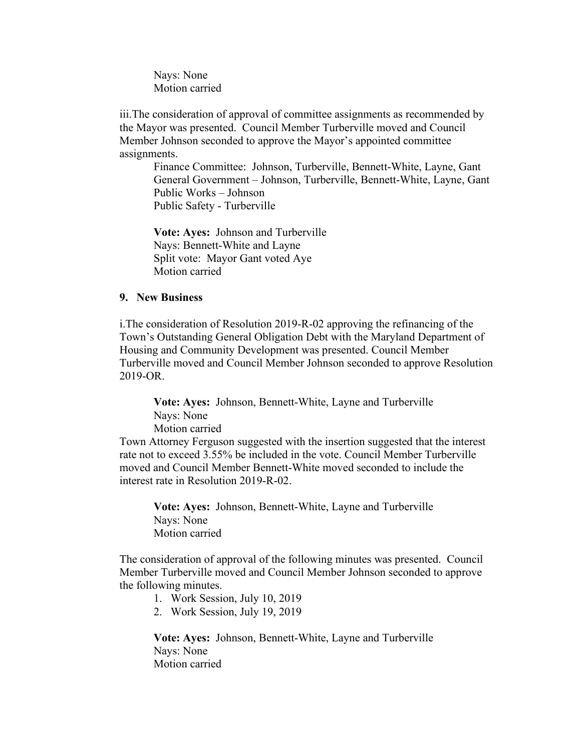Nays: None
Motion carried

iii.The consideration of approval of committee assignments as recommended by the Mayor was presented. Council Member Turberville moved and Council Member Johnson seconded to approve the Mayor's appointed committee assignments.

Finance Committee: Johnson, Turberville, Bennett-White, Layne, Gant
General Government – Johnson, Turberville, Bennett-White, Layne, Gant
Public Works – Johnson
Public Safety - Turberville

**Vote: Ayes:** Johnson and Turberville
Nays: Bennett-White and Layne
Split vote: Mayor Gant voted Aye
Motion carried

**9. New Business**

i.The consideration of Resolution 2019-R-02 approving the refinancing of the Town's Outstanding General Obligation Debt with the Maryland Department of Housing and Community Development was presented. Council Member Turberville moved and Council Member Johnson seconded to approve Resolution 2019-OR.

**Vote: Ayes:** Johnson, Bennett-White, Layne and Turberville
Nays: None
Motion carried

Town Attorney Ferguson suggested with the insertion suggested that the interest rate not to exceed 3.55% be included in the vote. Council Member Turberville moved and Council Member Bennett-White moved seconded to include the interest rate in Resolution 2019-R-02.

**Vote: Ayes:** Johnson, Bennett-White, Layne and Turberville
Nays: None
Motion carried

The consideration of approval of the following minutes was presented. Council Member Turberville moved and Council Member Johnson seconded to approve the following minutes.

1. Work Session, July 10, 2019
2. Work Session, July 19, 2019

**Vote: Ayes:** Johnson, Bennett-White, Layne and Turberville
Nays: None
Motion carried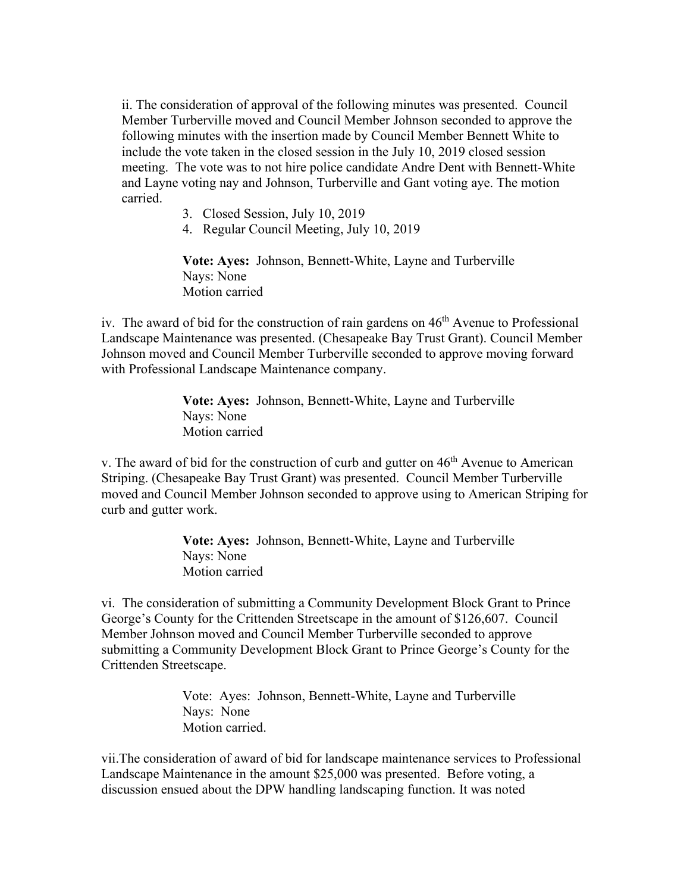ii. The consideration of approval of the following minutes was presented. Council Member Turberville moved and Council Member Johnson seconded to approve the following minutes with the insertion made by Council Member Bennett White to include the vote taken in the closed session in the July 10, 2019 closed session meeting. The vote was to not hire police candidate Andre Dent with Bennett-White and Layne voting nay and Johnson, Turberville and Gant voting aye. The motion carried.

3. Closed Session, July 10, 2019
4. Regular Council Meeting, July 10, 2019

**Vote: Ayes:** Johnson, Bennett-White, Layne and Turberville
Nays: None
Motion carried

iv. The award of bid for the construction of rain gardens on 46th Avenue to Professional Landscape Maintenance was presented. (Chesapeake Bay Trust Grant). Council Member Johnson moved and Council Member Turberville seconded to approve moving forward with Professional Landscape Maintenance company.

**Vote: Ayes:** Johnson, Bennett-White, Layne and Turberville
Nays: None
Motion carried

v. The award of bid for the construction of curb and gutter on 46th Avenue to American Striping. (Chesapeake Bay Trust Grant) was presented. Council Member Turberville moved and Council Member Johnson seconded to approve using to American Striping for curb and gutter work.

**Vote: Ayes:** Johnson, Bennett-White, Layne and Turberville
Nays: None
Motion carried

vi. The consideration of submitting a Community Development Block Grant to Prince George's County for the Crittenden Streetscape in the amount of $126,607. Council Member Johnson moved and Council Member Turberville seconded to approve submitting a Community Development Block Grant to Prince George's County for the Crittenden Streetscape.

Vote: Ayes: Johnson, Bennett-White, Layne and Turberville
Nays: None
Motion carried.

vii.The consideration of award of bid for landscape maintenance services to Professional Landscape Maintenance in the amount $25,000 was presented. Before voting, a discussion ensued about the DPW handling landscaping function. It was noted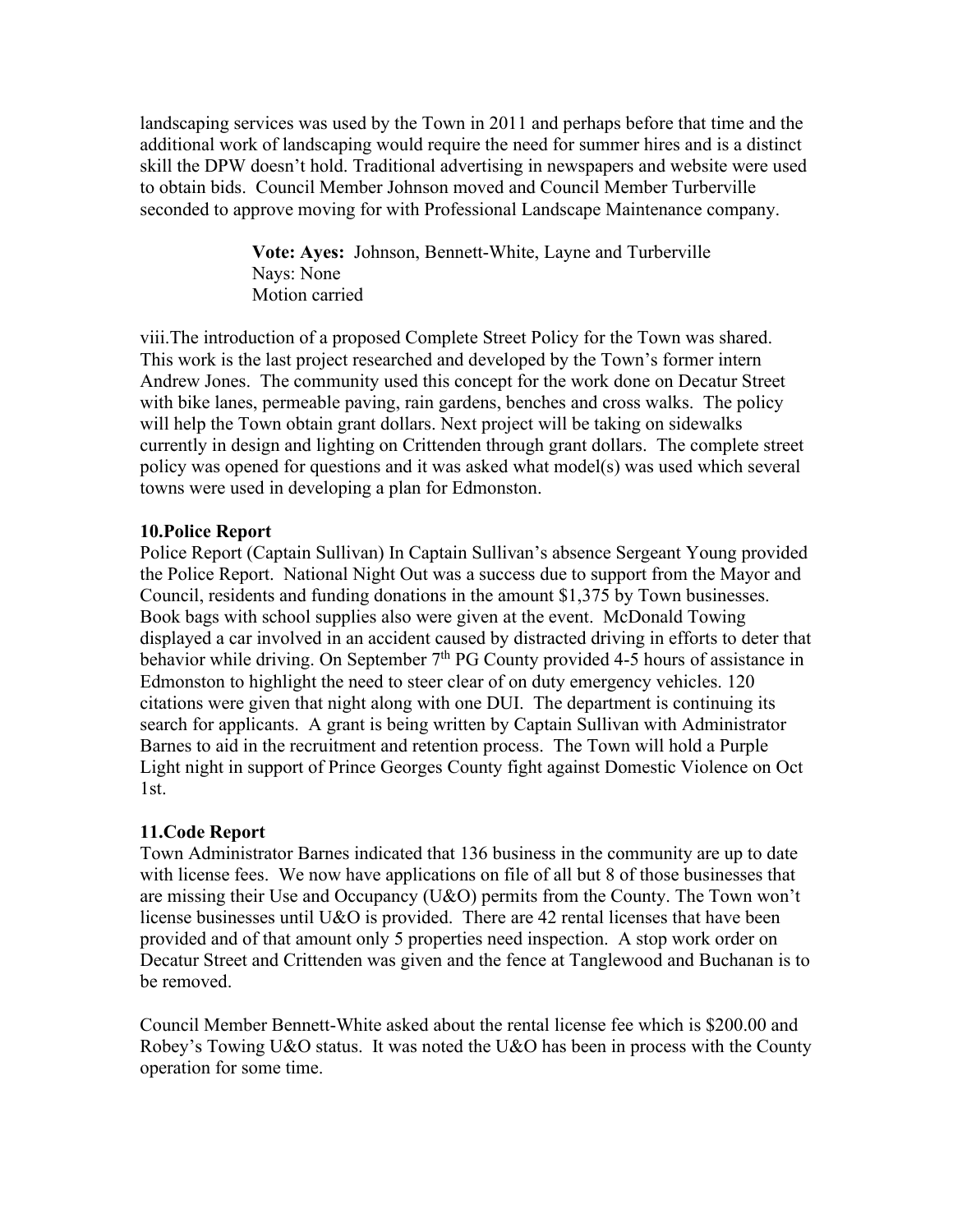landscaping services was used by the Town in 2011 and perhaps before that time and the additional work of landscaping would require the need for summer hires and is a distinct skill the DPW doesn't hold. Traditional advertising in newspapers and website were used to obtain bids. Council Member Johnson moved and Council Member Turberville seconded to approve moving for with Professional Landscape Maintenance company.

> **Vote: Ayes:** Johnson, Bennett-White, Layne and Turberville
> Nays: None
> Motion carried

viii.The introduction of a proposed Complete Street Policy for the Town was shared. This work is the last project researched and developed by the Town's former intern Andrew Jones. The community used this concept for the work done on Decatur Street with bike lanes, permeable paving, rain gardens, benches and cross walks. The policy will help the Town obtain grant dollars. Next project will be taking on sidewalks currently in design and lighting on Crittenden through grant dollars. The complete street policy was opened for questions and it was asked what model(s) was used which several towns were used in developing a plan for Edmonston.

**10.Police Report**

Police Report (Captain Sullivan) In Captain Sullivan's absence Sergeant Young provided the Police Report. National Night Out was a success due to support from the Mayor and Council, residents and funding donations in the amount $1,375 by Town businesses. Book bags with school supplies also were given at the event. McDonald Towing displayed a car involved in an accident caused by distracted driving in efforts to deter that behavior while driving. On September 7th PG County provided 4-5 hours of assistance in Edmonston to highlight the need to steer clear of on duty emergency vehicles. 120 citations were given that night along with one DUI. The department is continuing its search for applicants. A grant is being written by Captain Sullivan with Administrator Barnes to aid in the recruitment and retention process. The Town will hold a Purple Light night in support of Prince Georges County fight against Domestic Violence on Oct 1st.

**11.Code Report**

Town Administrator Barnes indicated that 136 business in the community are up to date with license fees. We now have applications on file of all but 8 of those businesses that are missing their Use and Occupancy (U&O) permits from the County. The Town won't license businesses until U&O is provided. There are 42 rental licenses that have been provided and of that amount only 5 properties need inspection. A stop work order on Decatur Street and Crittenden was given and the fence at Tanglewood and Buchanan is to be removed.

Council Member Bennett-White asked about the rental license fee which is $200.00 and Robey's Towing U&O status. It was noted the U&O has been in process with the County operation for some time.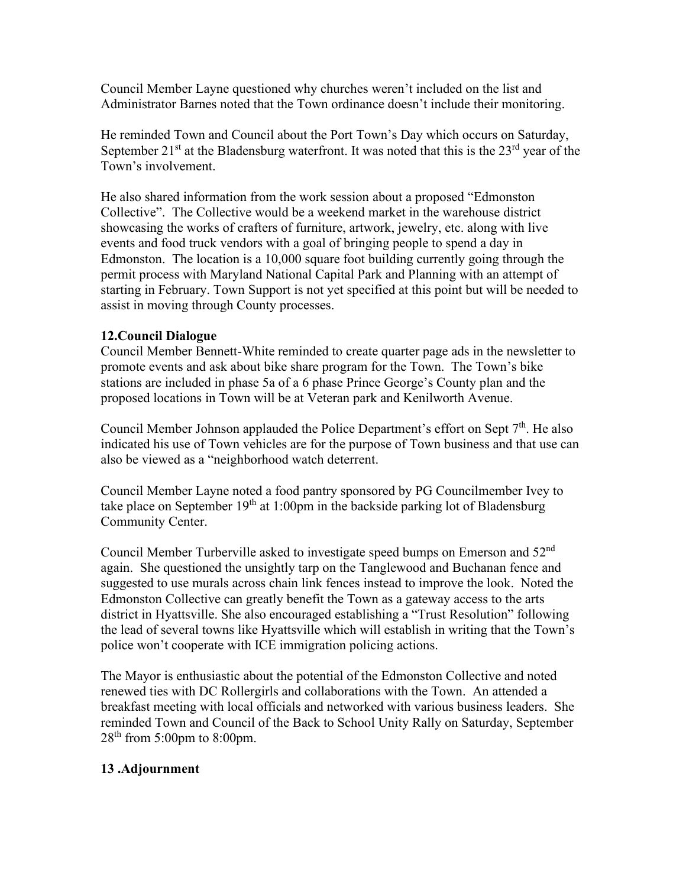Council Member Layne questioned why churches weren't included on the list and Administrator Barnes noted that the Town ordinance doesn't include their monitoring.

He reminded Town and Council about the Port Town's Day which occurs on Saturday, September 21st at the Bladensburg waterfront. It was noted that this is the 23rd year of the Town's involvement.

He also shared information from the work session about a proposed "Edmonston Collective". The Collective would be a weekend market in the warehouse district showcasing the works of crafters of furniture, artwork, jewelry, etc. along with live events and food truck vendors with a goal of bringing people to spend a day in Edmonston. The location is a 10,000 square foot building currently going through the permit process with Maryland National Capital Park and Planning with an attempt of starting in February. Town Support is not yet specified at this point but will be needed to assist in moving through County processes.

**12.Council Dialogue**

Council Member Bennett-White reminded to create quarter page ads in the newsletter to promote events and ask about bike share program for the Town. The Town's bike stations are included in phase 5a of a 6 phase Prince George's County plan and the proposed locations in Town will be at Veteran park and Kenilworth Avenue.

Council Member Johnson applauded the Police Department's effort on Sept 7th. He also indicated his use of Town vehicles are for the purpose of Town business and that use can also be viewed as a "neighborhood watch deterrent.

Council Member Layne noted a food pantry sponsored by PG Councilmember Ivey to take place on September 19th at 1:00pm in the backside parking lot of Bladensburg Community Center.

Council Member Turberville asked to investigate speed bumps on Emerson and 52nd again. She questioned the unsightly tarp on the Tanglewood and Buchanan fence and suggested to use murals across chain link fences instead to improve the look. Noted the Edmonston Collective can greatly benefit the Town as a gateway access to the arts district in Hyattsville. She also encouraged establishing a "Trust Resolution" following the lead of several towns like Hyattsville which will establish in writing that the Town's police won't cooperate with ICE immigration policing actions.

The Mayor is enthusiastic about the potential of the Edmonston Collective and noted renewed ties with DC Rollergirls and collaborations with the Town. An attended a breakfast meeting with local officials and networked with various business leaders. She reminded Town and Council of the Back to School Unity Rally on Saturday, September 28th from 5:00pm to 8:00pm.

**13 .Adjournment**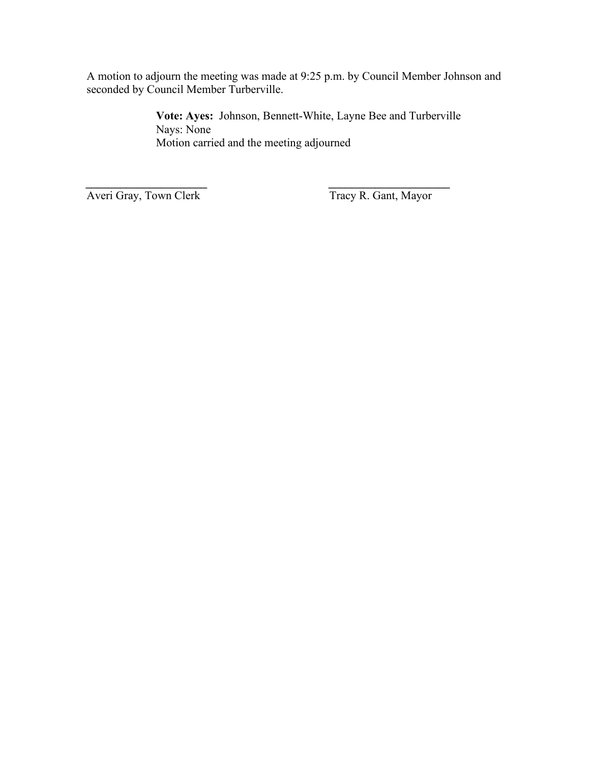A motion to adjourn the meeting was made at 9:25 p.m. by Council Member Johnson and seconded by Council Member Turberville.

> **Vote: Ayes:** Johnson, Bennett-White, Layne Bee and Turberville
> Nays: None
> Motion carried and the meeting adjourned

| | |
|---|---|
| ____________________ | ____________________ |
| Averi Gray, Town Clerk | Tracy R. Gant, Mayor |